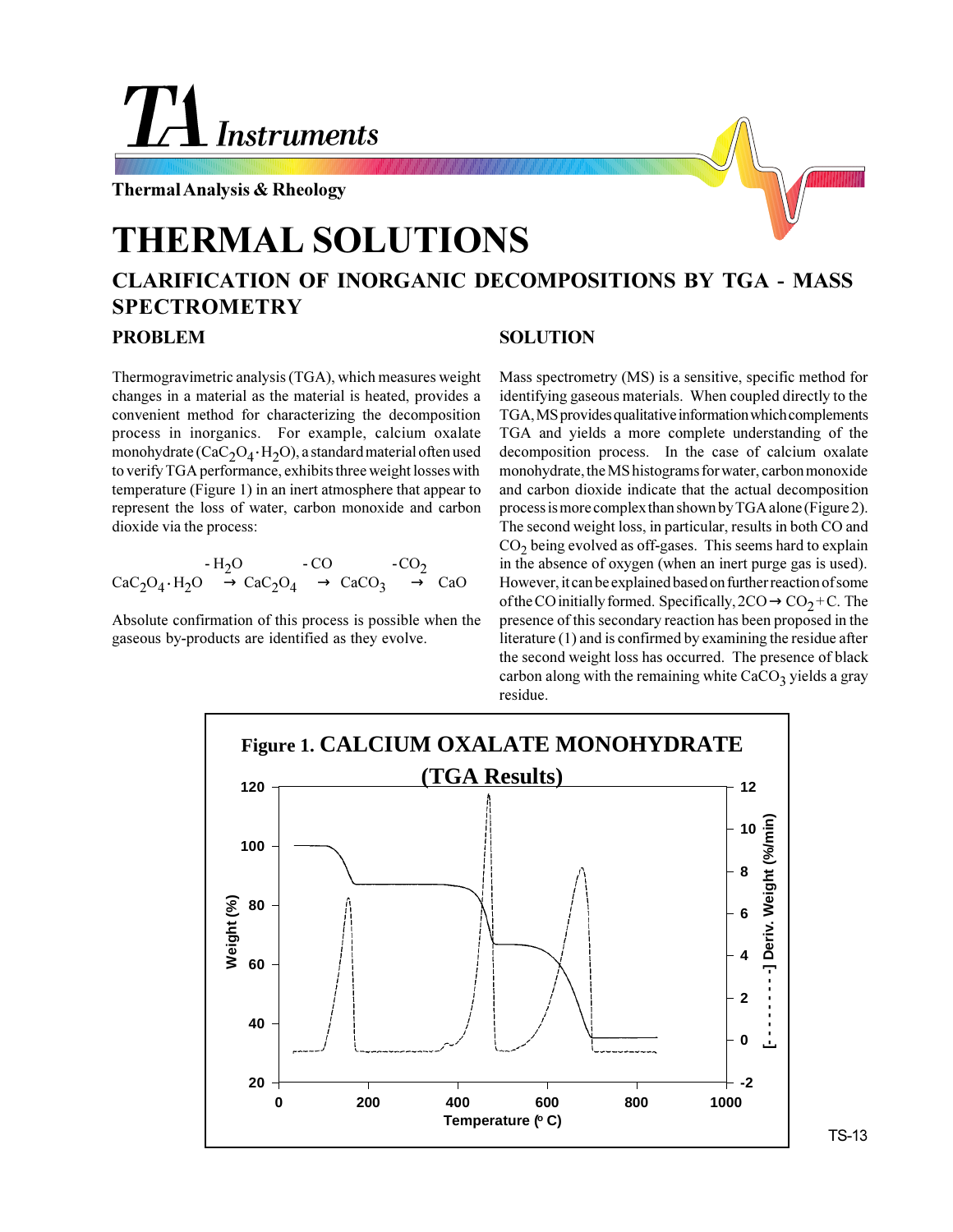TA Instruments

Thermal Analysis & Rheology

# THERMAL SOLUTIONS

## CLARIFICATION OF INORGANIC DECOMPOSITIONS BY TGA - MASS SPECTROMETRY

### PROBLEM

Thermogravimetric analysis (TGA), which measures weight changes in a material as the material is heated, provides a convenient method for characterizing the decomposition process in inorganics. For example, calcium oxalate monohydrate ($CaC_2O_4 \cdot H_2O$), a standard material often used to verify TGA performance, exhibits three weight losses with temperature (Figure 1) in an inert atmosphere that appear to represent the loss of water, carbon monoxide and carbon dioxide via the process:

$$CaC_2O_4 \cdot H_2O \xrightarrow{-H_2O} CaC_2O_4 \xrightarrow{-CO} CaCO_3 \xrightarrow{-CO_2} CaO$$

Absolute confirmation of this process is possible when the gaseous by-products are identified as they evolve.

### SOLUTION

Mass spectrometry (MS) is a sensitive, specific method for identifying gaseous materials. When coupled directly to the TGA, MS provides qualitative information which complements TGA and yields a more complete understanding of the decomposition process. In the case of calcium oxalate monohydrate, the MS histograms for water, carbon monoxide and carbon dioxide indicate that the actual decomposition process is more complex than shown by TGA alone (Figure 2). The second weight loss, in particular, results in both CO and $CO_2$ being evolved as off-gases. This seems hard to explain in the absence of oxygen (when an inert purge gas is used). However, it can be explained based on further reaction of some of the CO initially formed. Specifically, $2CO \rightarrow CO_2 + C$. The presence of this secondary reaction has been proposed in the literature (1) and is confirmed by examining the residue after the second weight loss has occurred. The presence of black carbon along with the remaining white $CaCO_3$ yields a gray residue.

**Figure 1. CALCIUM OXALATE MONOHYDRATE (TGA Results)**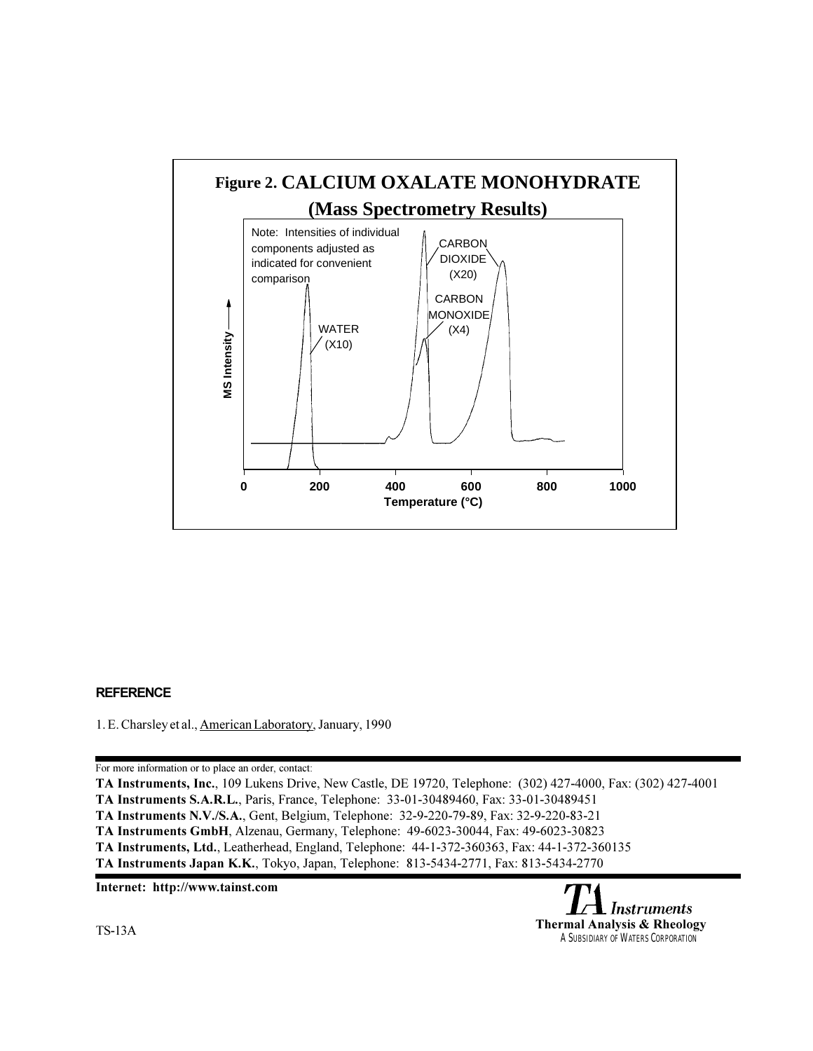**Figure 2. CALCIUM OXALATE MONOHYDRATE**

**(Mass Spectrometry Results)**

Note: Intensities of individual components adjusted as indicated for convenient comparison

WATER (X10)

CARBON DIOXIDE (X20)

CARBON MONOXIDE (X4)

MS Intensity

0
200
400
600
800
1000

Temperature (°C)

**REFERENCE**

1. E. Charsley et al., American Laboratory, January, 1990

For more information or to place an order, contact:

**TA Instruments, Inc.**, 109 Lukens Drive, New Castle, DE 19720, Telephone: (302) 427-4000, Fax: (302) 427-4001
**TA Instruments S.A.R.L.**, Paris, France, Telephone: 33-01-30489460, Fax: 33-01-30489451
**TA Instruments N.V./S.A.**, Gent, Belgium, Telephone: 32-9-220-79-89, Fax: 32-9-220-83-21
**TA Instruments GmbH**, Alzenau, Germany, Telephone: 49-6023-30044, Fax: 49-6023-30823
**TA Instruments, Ltd.**, Leatherhead, England, Telephone: 44-1-372-360363, Fax: 44-1-372-360135
**TA Instruments Japan K.K.**, Tokyo, Japan, Telephone: 813-5434-2771, Fax: 813-5434-2770

**Internet: http://www.tainst.com**

TS-13A

TA Instruments
**Thermal Analysis & Rheology**
A SUBSIDIARY OF WATERS CORPORATION